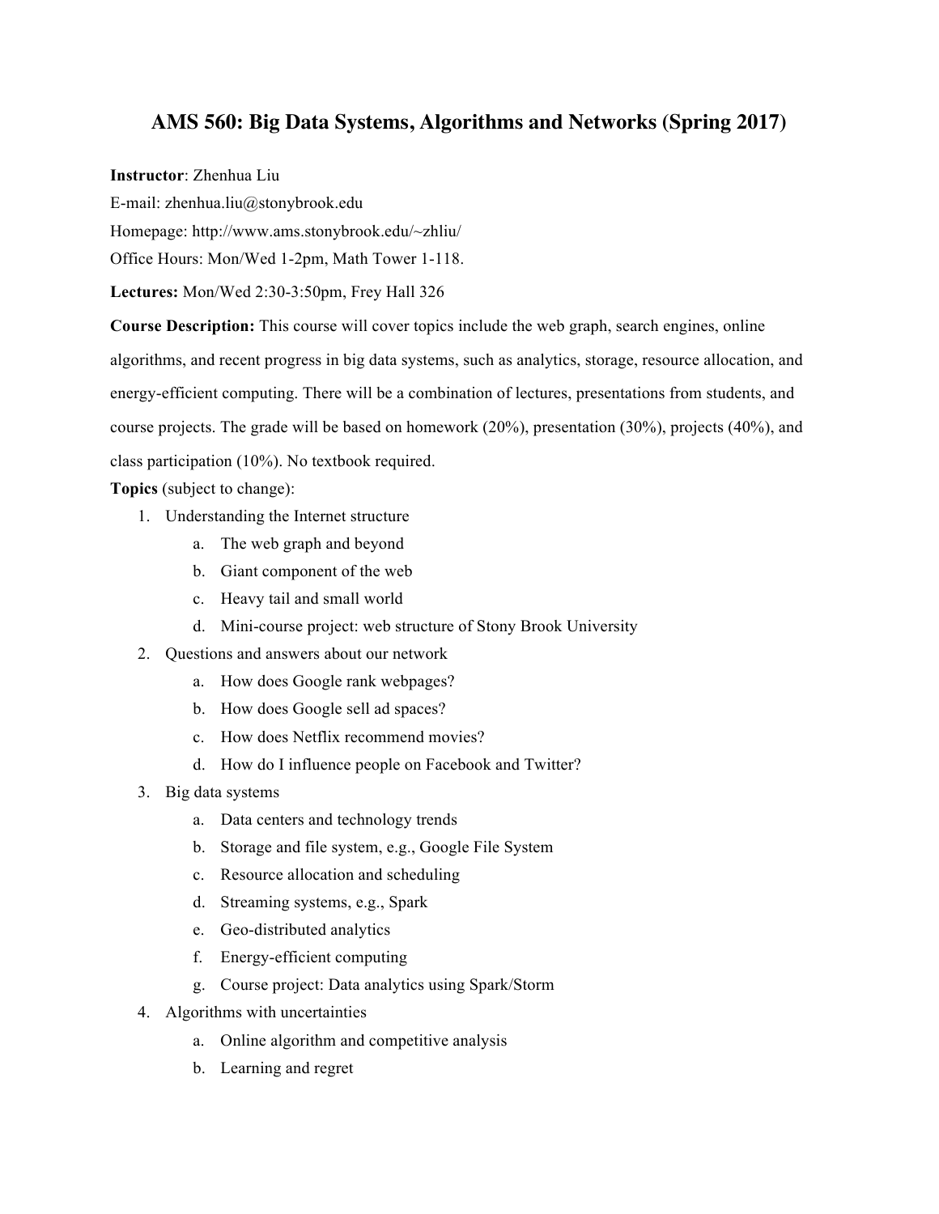# AMS 560: Big Data Systems, Algorithms and Networks (Spring 2017)

**Instructor**: Zhenhua Liu

E-mail: zhenhua.liu@stonybrook.edu

Homepage: http://www.ams.stonybrook.edu/~zhliu/

Office Hours: Mon/Wed 1-2pm, Math Tower 1-118.

**Lectures:** Mon/Wed 2:30-3:50pm, Frey Hall 326

**Course Description:** This course will cover topics include the web graph, search engines, online algorithms, and recent progress in big data systems, such as analytics, storage, resource allocation, and energy-efficient computing. There will be a combination of lectures, presentations from students, and course projects. The grade will be based on homework (20%), presentation (30%), projects (40%), and class participation (10%). No textbook required.

**Topics** (subject to change):

1. Understanding the Internet structure
   a. The web graph and beyond
   b. Giant component of the web
   c. Heavy tail and small world
   d. Mini-course project: web structure of Stony Brook University
2. Questions and answers about our network
   a. How does Google rank webpages?
   b. How does Google sell ad spaces?
   c. How does Netflix recommend movies?
   d. How do I influence people on Facebook and Twitter?
3. Big data systems
   a. Data centers and technology trends
   b. Storage and file system, e.g., Google File System
   c. Resource allocation and scheduling
   d. Streaming systems, e.g., Spark
   e. Geo-distributed analytics
   f. Energy-efficient computing
   g. Course project: Data analytics using Spark/Storm
4. Algorithms with uncertainties
   a. Online algorithm and competitive analysis
   b. Learning and regret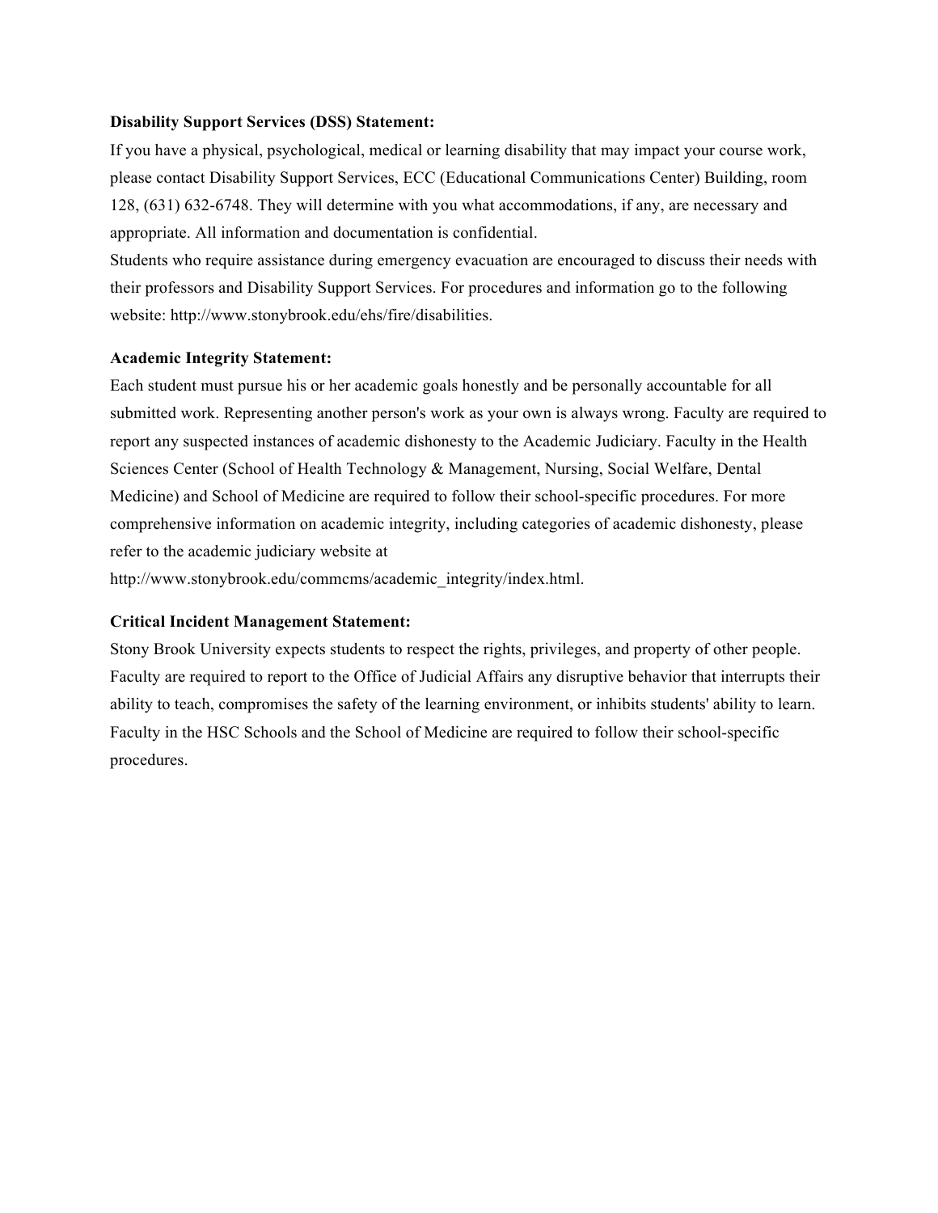**Disability Support Services (DSS) Statement:**

If you have a physical, psychological, medical or learning disability that may impact your course work, please contact Disability Support Services, ECC (Educational Communications Center) Building, room 128, (631) 632-6748. They will determine with you what accommodations, if any, are necessary and appropriate. All information and documentation is confidential.

Students who require assistance during emergency evacuation are encouraged to discuss their needs with their professors and Disability Support Services. For procedures and information go to the following website: http://www.stonybrook.edu/ehs/fire/disabilities.

**Academic Integrity Statement:**

Each student must pursue his or her academic goals honestly and be personally accountable for all submitted work. Representing another person's work as your own is always wrong. Faculty are required to report any suspected instances of academic dishonesty to the Academic Judiciary. Faculty in the Health Sciences Center (School of Health Technology & Management, Nursing, Social Welfare, Dental Medicine) and School of Medicine are required to follow their school-specific procedures. For more comprehensive information on academic integrity, including categories of academic dishonesty, please refer to the academic judiciary website at

http://www.stonybrook.edu/commcms/academic_integrity/index.html.

**Critical Incident Management Statement:**

Stony Brook University expects students to respect the rights, privileges, and property of other people. Faculty are required to report to the Office of Judicial Affairs any disruptive behavior that interrupts their ability to teach, compromises the safety of the learning environment, or inhibits students' ability to learn. Faculty in the HSC Schools and the School of Medicine are required to follow their school-specific procedures.